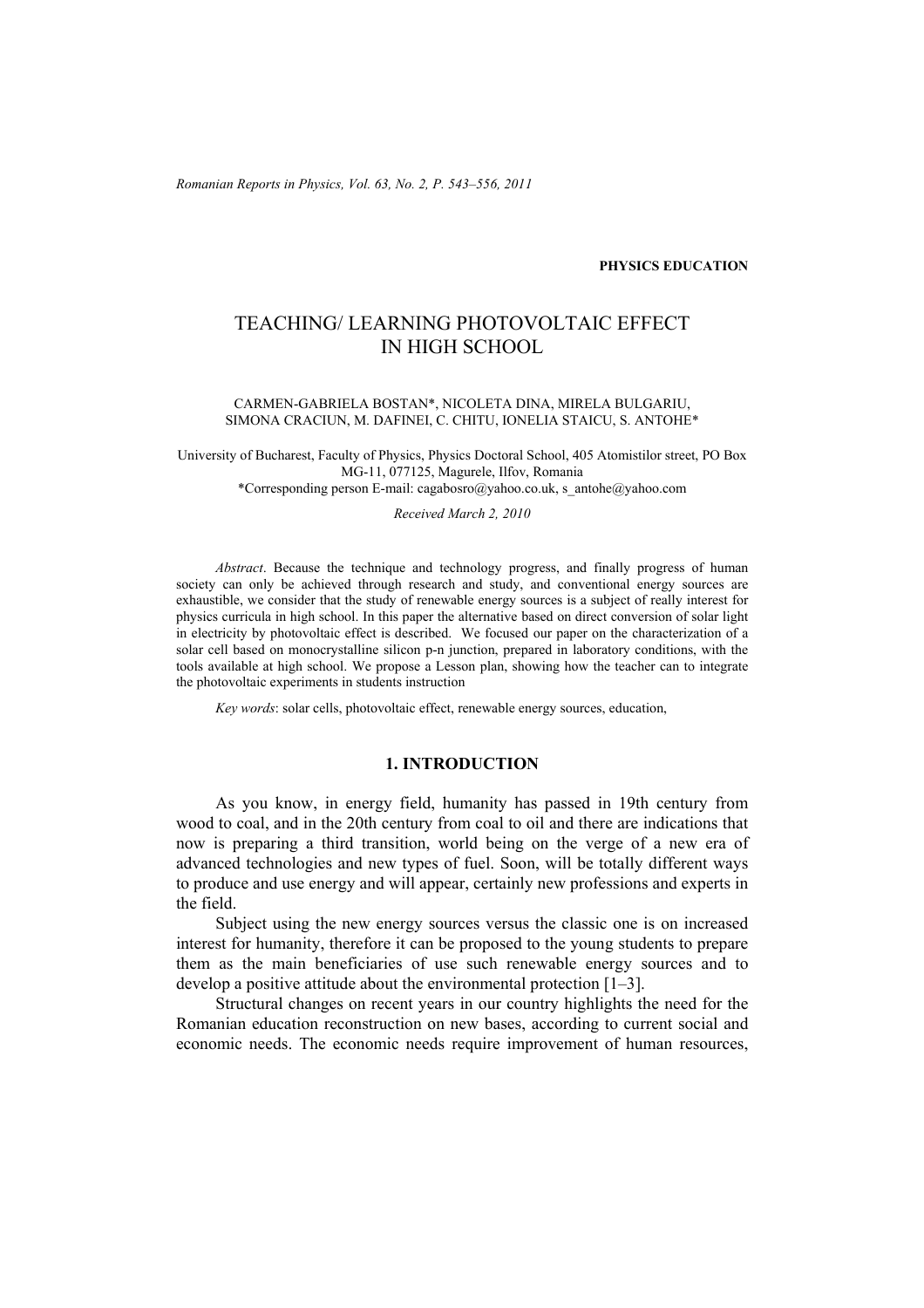PHYSICS EDUCATION

# TEACHING/ LEARNING PHOTOVOLTAIC EFFECT IN HIGH SCHOOL

CARMEN-GABRIELA BOSTAN*, NICOLETA DINA, MIRELA BULGARIU, SIMONA CRACIUN, M. DAFINEI, C. CHITU, IONELIA STAICU, S. ANTOHE*

University of Bucharest, Faculty of Physics, Physics Doctoral School, 405 Atomistilor street, PO Box MG-11, 077125, Magurele, Ilfov, Romania
*Corresponding person E-mail: cagabosro@yahoo.co.uk, s_antohe@yahoo.com

*Received March 2, 2010*

*Abstract*. Because the technique and technology progress, and finally progress of human society can only be achieved through research and study, and conventional energy sources are exhaustible, we consider that the study of renewable energy sources is a subject of really interest for physics curricula in high school. In this paper the alternative based on direct conversion of solar light in electricity by photovoltaic effect is described. We focused our paper on the characterization of a solar cell based on monocrystalline silicon p-n junction, prepared in laboratory conditions, with the tools available at high school. We propose a Lesson plan, showing how the teacher can to integrate the photovoltaic experiments in students instruction

*Key words*: solar cells, photovoltaic effect, renewable energy sources, education,

## 1. INTRODUCTION

As you know, in energy field, humanity has passed in 19th century from wood to coal, and in the 20th century from coal to oil and there are indications that now is preparing a third transition, world being on the verge of a new era of advanced technologies and new types of fuel. Soon, will be totally different ways to produce and use energy and will appear, certainly new professions and experts in the field.

Subject using the new energy sources versus the classic one is on increased interest for humanity, therefore it can be proposed to the young students to prepare them as the main beneficiaries of use such renewable energy sources and to develop a positive attitude about the environmental protection [1–3].

Structural changes on recent years in our country highlights the need for the Romanian education reconstruction on new bases, according to current social and economic needs. The economic needs require improvement of human resources,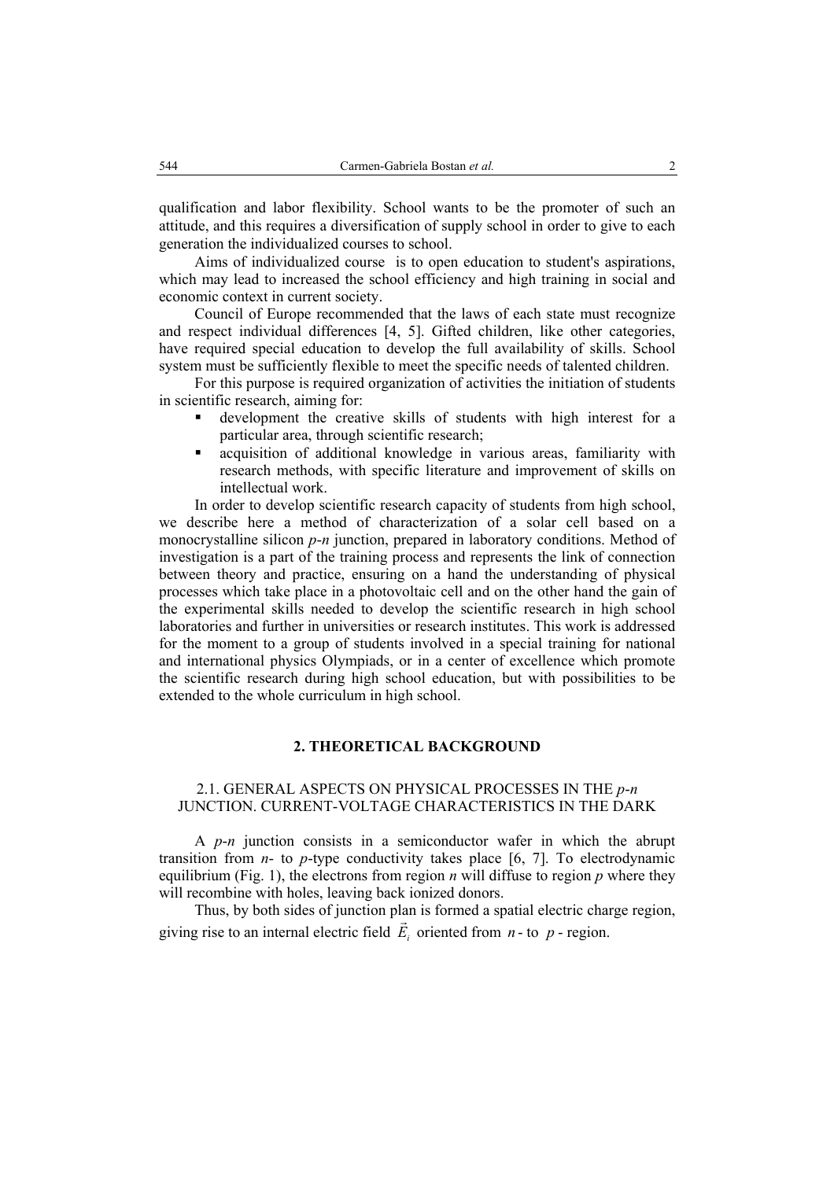qualification and labor flexibility. School wants to be the promoter of such an attitude, and this requires a diversification of supply school in order to give to each generation the individualized courses to school.

Aims of individualized course is to open education to student's aspirations, which may lead to increased the school efficiency and high training in social and economic context in current society.

Council of Europe recommended that the laws of each state must recognize and respect individual differences [4, 5]. Gifted children, like other categories, have required special education to develop the full availability of skills. School system must be sufficiently flexible to meet the specific needs of talented children.

For this purpose is required organization of activities the initiation of students in scientific research, aiming for:

- development the creative skills of students with high interest for a particular area, through scientific research;
- acquisition of additional knowledge in various areas, familiarity with research methods, with specific literature and improvement of skills on intellectual work.

In order to develop scientific research capacity of students from high school, we describe here a method of characterization of a solar cell based on a monocrystalline silicon *p*-*n* junction, prepared in laboratory conditions. Method of investigation is a part of the training process and represents the link of connection between theory and practice, ensuring on a hand the understanding of physical processes which take place in a photovoltaic cell and on the other hand the gain of the experimental skills needed to develop the scientific research in high school laboratories and further in universities or research institutes. This work is addressed for the moment to a group of students involved in a special training for national and international physics Olympiads, or in a center of excellence which promote the scientific research during high school education, but with possibilities to be extended to the whole curriculum in high school.

## 2. THEORETICAL BACKGROUND

### 2.1. GENERAL ASPECTS ON PHYSICAL PROCESSES IN THE *p*-*n* JUNCTION. CURRENT-VOLTAGE CHARACTERISTICS IN THE DARK

A *p*-*n* junction consists in a semiconductor wafer in which the abrupt transition from *n*- to *p*-type conductivity takes place [6, 7]. To electrodynamic equilibrium (Fig. 1), the electrons from region *n* will diffuse to region *p* where they will recombine with holes, leaving back ionized donors.

Thus, by both sides of junction plan is formed a spatial electric charge region, giving rise to an internal electric field $\vec{E}_i$ oriented from $n$- to $p$- region.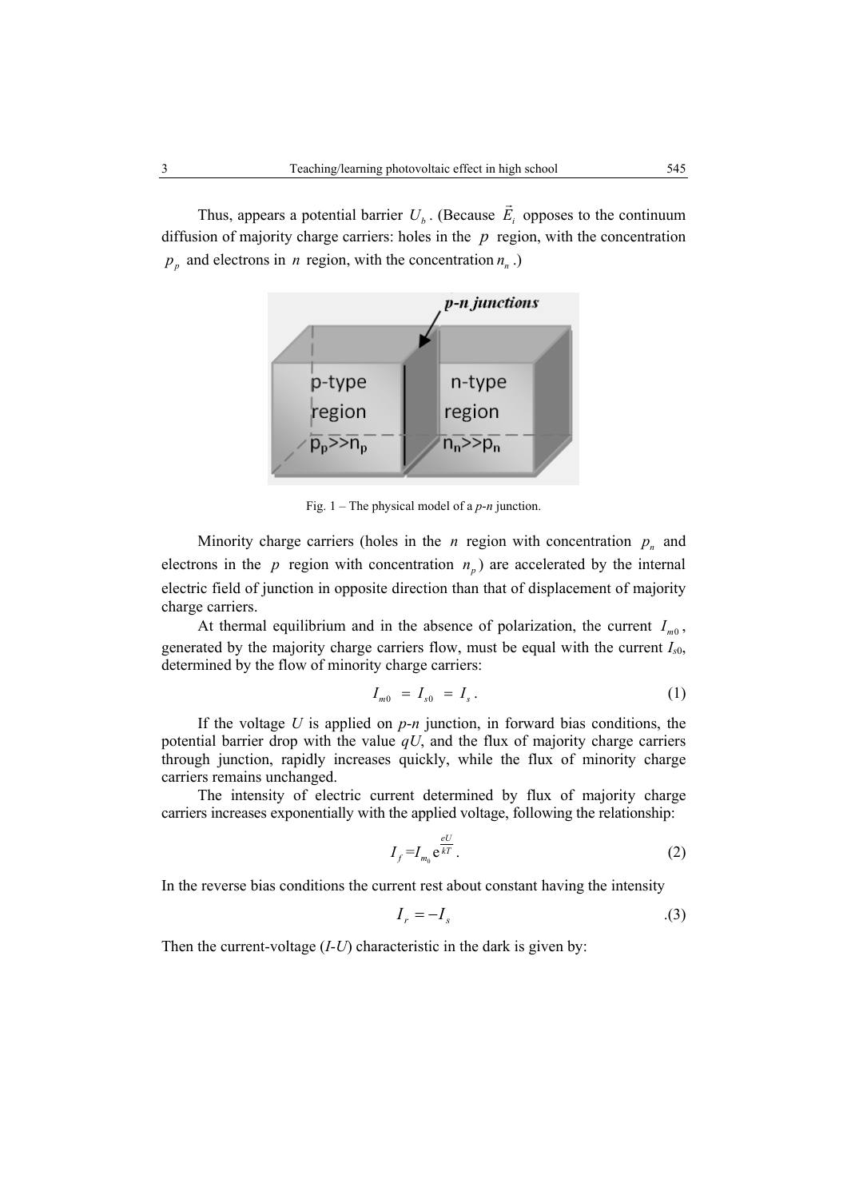Thus, appears a potential barrier $U_b$. (Because $\vec{E}_i$ opposes to the continuum diffusion of majority charge carriers: holes in the $p$ region, with the concentration $p_p$ and electrons in $n$ region, with the concentration $n_n$.)

Fig. 1 – The physical model of a *p-n* junction.

Minority charge carriers (holes in the $n$ region with concentration $p_n$ and electrons in the $p$ region with concentration $n_p$) are accelerated by the internal electric field of junction in opposite direction than that of displacement of majority charge carriers.

At thermal equilibrium and in the absence of polarization, the current $I_{m0}$, generated by the majority charge carriers flow, must be equal with the current $I_{s0}$, determined by the flow of minority charge carriers:

$$I_{m0} = I_{s0} = I_s . \tag{1}$$

If the voltage $U$ is applied on *p-n* junction, in forward bias conditions, the potential barrier drop with the value $qU$, and the flux of majority charge carriers through junction, rapidly increases quickly, while the flux of minority charge carriers remains unchanged.

The intensity of electric current determined by flux of majority charge carriers increases exponentially with the applied voltage, following the relationship:

$$I_f = I_{m_0} \mathrm{e}^{\frac{eU}{kT}} . \tag{2}$$

In the reverse bias conditions the current rest about constant having the intensity

$$I_r = -I_s \tag{3}$$

Then the current-voltage (*I-U*) characteristic in the dark is given by: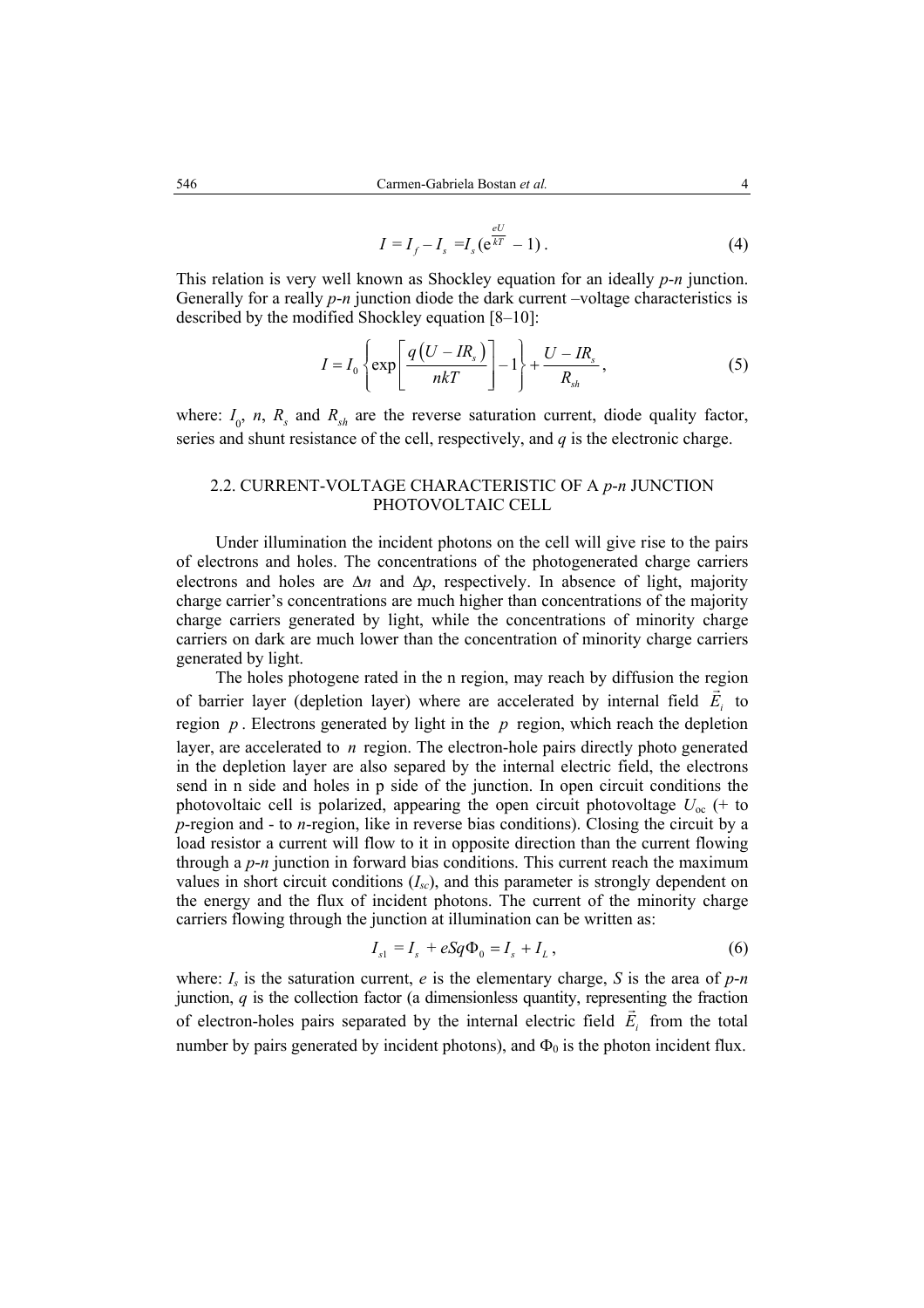$$I = I_f - I_s = I_s\left(e^{\frac{eU}{kT}} - 1\right). \tag{4}$$

This relation is very well known as Shockley equation for an ideally *p*-*n* junction. Generally for a really *p*-*n* junction diode the dark current –voltage characteristics is described by the modified Shockley equation [8–10]:

$$I = I_0\left\{\exp\left[\frac{q\left(U - IR_s\right)}{nkT}\right] - 1\right\} + \frac{U - IR_s}{R_{sh}}, \tag{5}$$

where: $I_0$, $n$, $R_s$ and $R_{sh}$ are the reverse saturation current, diode quality factor, series and shunt resistance of the cell, respectively, and $q$ is the electronic charge.

### 2.2. CURRENT-VOLTAGE CHARACTERISTIC OF A *p*-*n* JUNCTION PHOTOVOLTAIC CELL

Under illumination the incident photons on the cell will give rise to the pairs of electrons and holes. The concentrations of the photogenerated charge carriers electrons and holes are $\Delta n$ and $\Delta p$, respectively. In absence of light, majority charge carrier's concentrations are much higher than concentrations of the majority charge carriers generated by light, while the concentrations of minority charge carriers on dark are much lower than the concentration of minority charge carriers generated by light.

The holes photogene rated in the n region, may reach by diffusion the region of barrier layer (depletion layer) where are accelerated by internal field $\vec{E}_i$ to region $p$. Electrons generated by light in the $p$ region, which reach the depletion layer, are accelerated to $n$ region. The electron-hole pairs directly photo generated in the depletion layer are also separed by the internal electric field, the electrons send in n side and holes in p side of the junction. In open circuit conditions the photovoltaic cell is polarized, appearing the open circuit photovoltage $U_{oc}$ (+ to *p*-region and - to *n*-region, like in reverse bias conditions). Closing the circuit by a load resistor a current will flow to it in opposite direction than the current flowing through a *p*-*n* junction in forward bias conditions. This current reach the maximum values in short circuit conditions ($I_{sc}$), and this parameter is strongly dependent on the energy and the flux of incident photons. The current of the minority charge carriers flowing through the junction at illumination can be written as:

$$I_{s1} = I_s + eSq\Phi_0 = I_s + I_L, \tag{6}$$

where: $I_s$ is the saturation current, $e$ is the elementary charge, $S$ is the area of *p*-*n* junction, $q$ is the collection factor (a dimensionless quantity, representing the fraction of electron-holes pairs separated by the internal electric field $\vec{E}_i$ from the total number by pairs generated by incident photons), and $\Phi_0$ is the photon incident flux.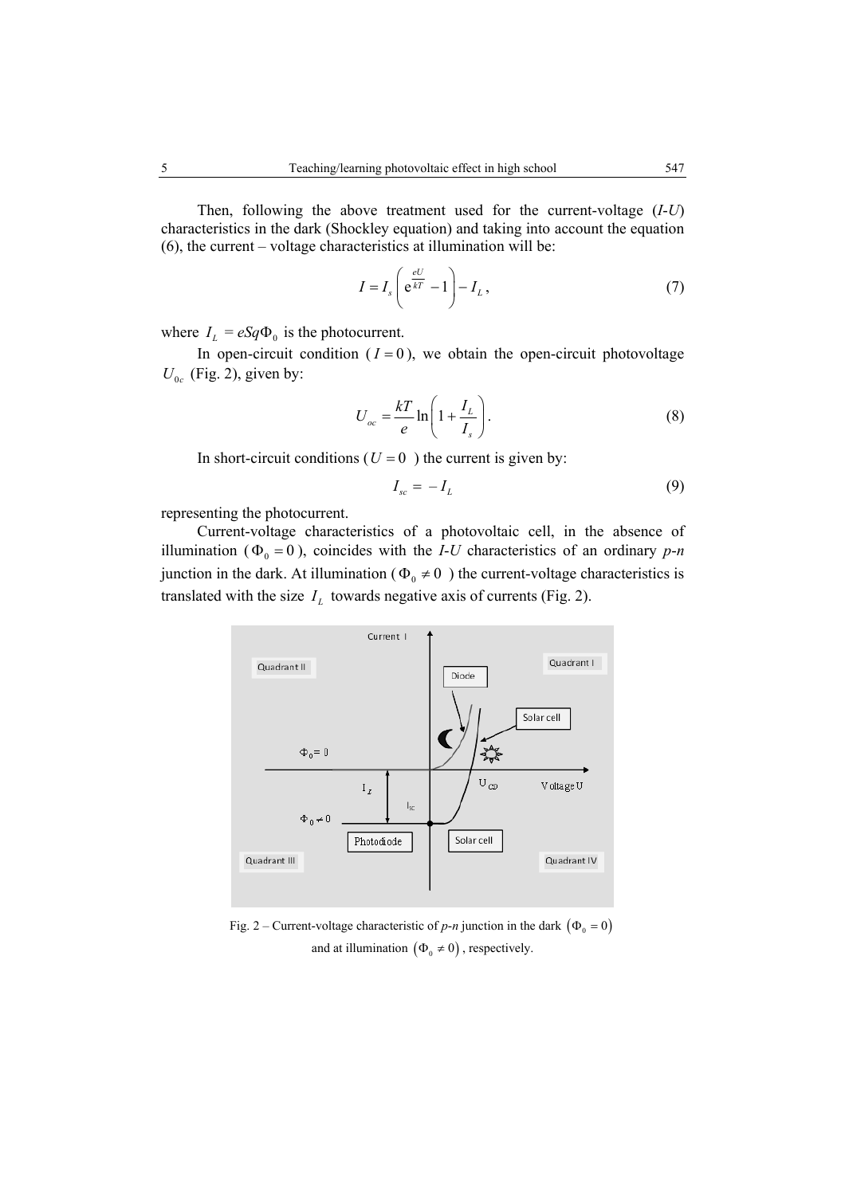Then, following the above treatment used for the current-voltage (*I*-*U*) characteristics in the dark (Shockley equation) and taking into account the equation (6), the current – voltage characteristics at illumination will be:

$$I = I_s\left(e^{\frac{eU}{kT}} - 1\right) - I_L, \tag{7}$$

where $I_L = eSq\Phi_0$ is the photocurrent.

In open-circuit condition ($I = 0$), we obtain the open-circuit photovoltage $U_{0c}$ (Fig. 2), given by:

$$U_{oc} = \frac{kT}{e}\ln\left(1 + \frac{I_L}{I_s}\right). \tag{8}$$

In short-circuit conditions ($U = 0$) the current is given by:

$$I_{sc} = -I_L \tag{9}$$

representing the photocurrent.

Current-voltage characteristics of a photovoltaic cell, in the absence of illumination ($\Phi_0 = 0$), coincides with the *I-U* characteristics of an ordinary *p-n* junction in the dark. At illumination ($\Phi_0 \neq 0$) the current-voltage characteristics is translated with the size $I_L$ towards negative axis of currents (Fig. 2).

Fig. 2 – Current-voltage characteristic of *p-n* junction in the dark $(\Phi_0 = 0)$ and at illumination $(\Phi_0 \neq 0)$, respectively.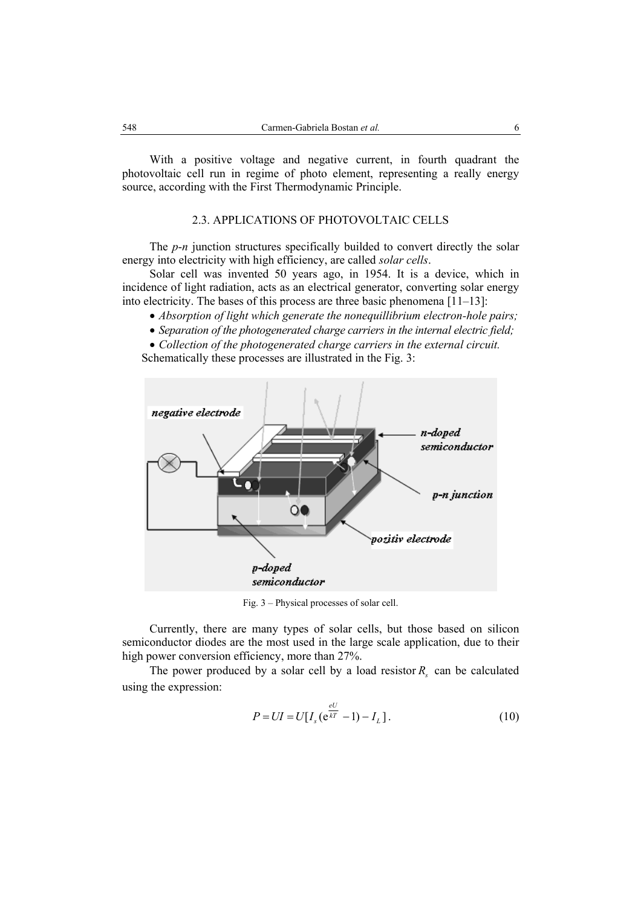With a positive voltage and negative current, in fourth quadrant the photovoltaic cell run in regime of photo element, representing a really energy source, according with the First Thermodynamic Principle.

### 2.3. APPLICATIONS OF PHOTOVOLTAIC CELLS

The *p-n* junction structures specifically builded to convert directly the solar energy into electricity with high efficiency, are called *solar cells*.

Solar cell was invented 50 years ago, in 1954. It is a device, which in incidence of light radiation, acts as an electrical generator, converting solar energy into electricity. The bases of this process are three basic phenomena [11–13]:

- *Absorption of light which generate the nonequillibrium electron-hole pairs;*
- *Separation of the photogenerated charge carriers in the internal electric field;*
- *Collection of the photogenerated charge carriers in the external circuit.*

Schematically these processes are illustrated in the Fig. 3:

Fig. 3 – Physical processes of solar cell.

Currently, there are many types of solar cells, but those based on silicon semiconductor diodes are the most used in the large scale application, due to their high power conversion efficiency, more than 27%.

The power produced by a solar cell by a load resistor $R_s$ can be calculated using the expression:

$$P = UI = U[I_s(\mathrm{e}^{\frac{eU}{kT}} - 1) - I_L]. \tag{10}$$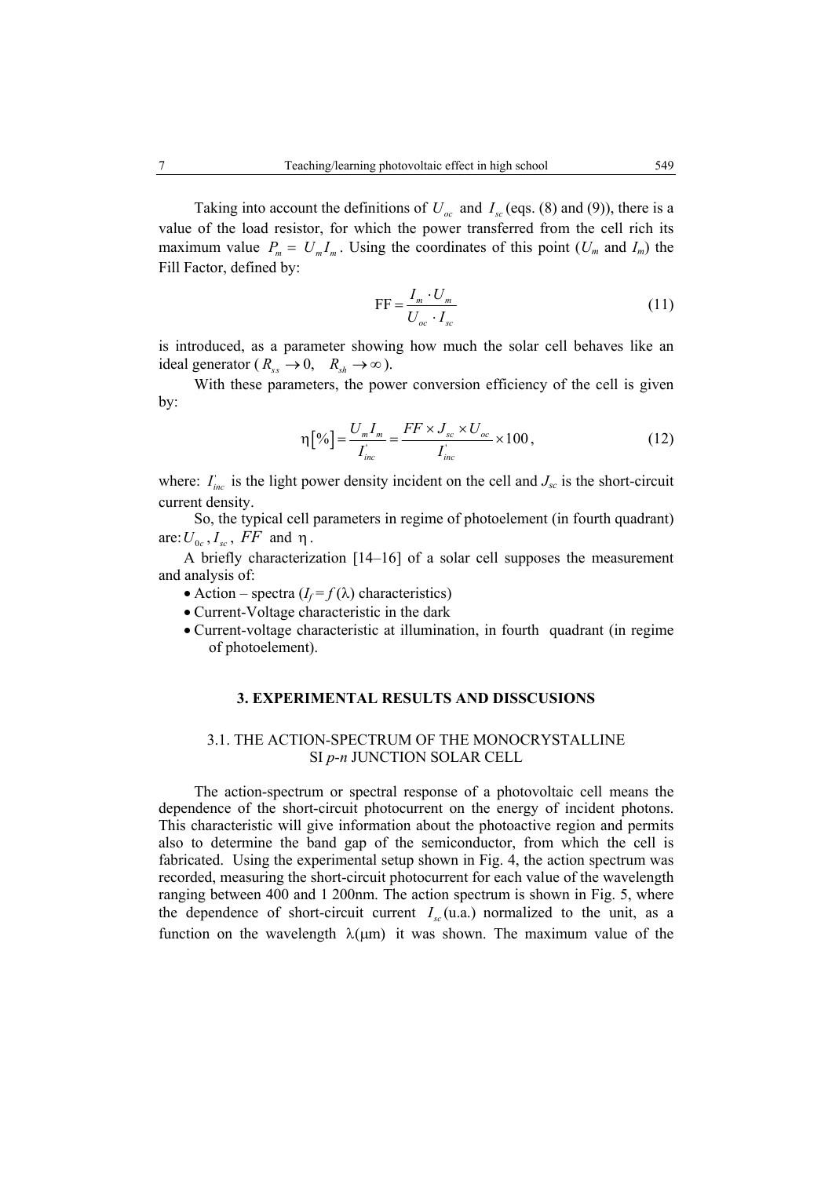Taking into account the definitions of $U_{oc}$ and $I_{sc}$ (eqs. (8) and (9)), there is a value of the load resistor, for which the power transferred from the cell rich its maximum value $P_m = U_m I_m$. Using the coordinates of this point ($U_m$ and $I_m$) the Fill Factor, defined by:

$$\mathrm{FF} = \frac{I_m \cdot U_m}{U_{oc} \cdot I_{sc}} \tag{11}$$

is introduced, as a parameter showing how much the solar cell behaves like an ideal generator ($R_{ss} \to 0, \quad R_{sh} \to \infty$).

With these parameters, the power conversion efficiency of the cell is given by:

$$\eta[\%] = \frac{U_m I_m}{I_{inc}^{'}} = \frac{FF \times J_{sc} \times U_{oc}}{I_{inc}^{'}} \times 100, \tag{12}$$

where: $I_{inc}^{'}$ is the light power density incident on the cell and $J_{sc}$ is the short-circuit current density.

So, the typical cell parameters in regime of photoelement (in fourth quadrant) are: $U_{0c}, I_{sc}$, $FF$ and $\eta$.

A briefly characterization [14–16] of a solar cell supposes the measurement and analysis of:

- Action – spectra ($I_f = f(\lambda)$ characteristics)
- Current-Voltage characteristic in the dark
- Current-voltage characteristic at illumination, in fourth quadrant (in regime of photoelement).

## 3. EXPERIMENTAL RESULTS AND DISSCUSIONS

### 3.1. THE ACTION-SPECTRUM OF THE MONOCRYSTALLINE SI *p-n* JUNCTION SOLAR CELL

The action-spectrum or spectral response of a photovoltaic cell means the dependence of the short-circuit photocurrent on the energy of incident photons. This characteristic will give information about the photoactive region and permits also to determine the band gap of the semiconductor, from which the cell is fabricated. Using the experimental setup shown in Fig. 4, the action spectrum was recorded, measuring the short-circuit photocurrent for each value of the wavelength ranging between 400 and 1 200nm. The action spectrum is shown in Fig. 5, where the dependence of short-circuit current $I_{sc}$(u.a.) normalized to the unit, as a function on the wavelength $\lambda(\mu\mathrm{m})$ it was shown. The maximum value of the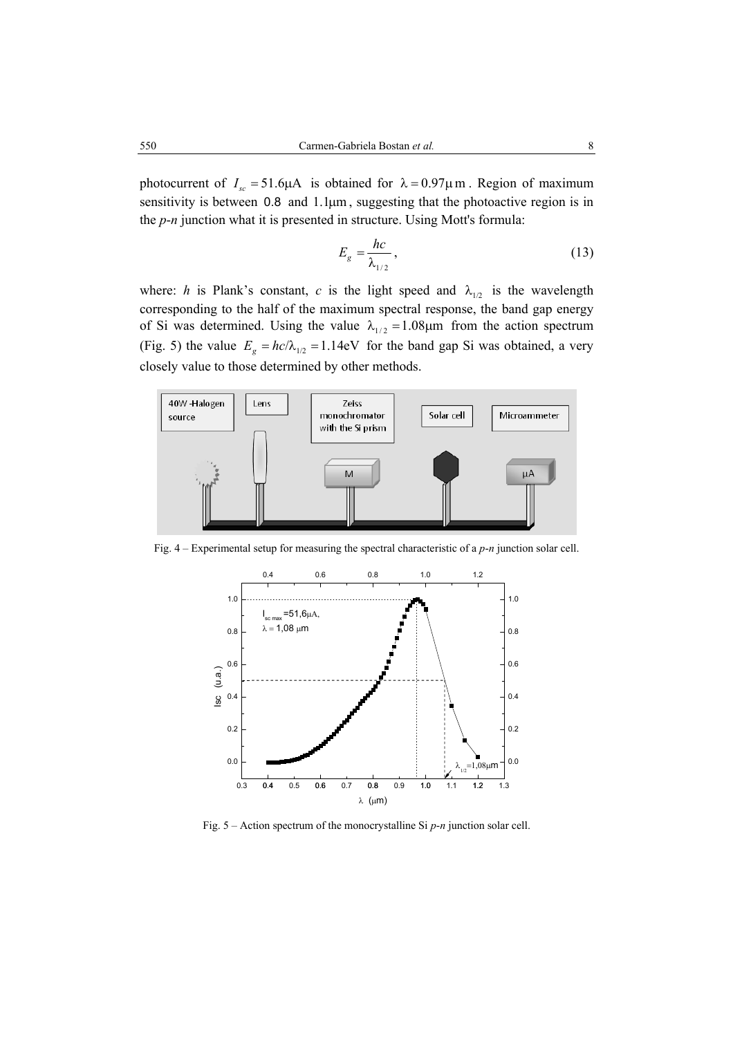photocurrent of $I_{sc} = 51.6\mu A$ is obtained for $\lambda = 0.97\mu m$. Region of maximum sensitivity is between 0.8 and $1.1\mu m$, suggesting that the photoactive region is in the *p-n* junction what it is presented in structure. Using Mott's formula:

$$E_g = \frac{hc}{\lambda_{1/2}}, \tag{13}$$

where: *h* is Plank's constant, *c* is the light speed and $\lambda_{1/2}$ is the wavelength corresponding to the half of the maximum spectral response, the band gap energy of Si was determined. Using the value $\lambda_{1/2} = 1.08\mu m$ from the action spectrum (Fig. 5) the value $E_g = hc/\lambda_{1/2} = 1.14eV$ for the band gap Si was obtained, a very closely value to those determined by other methods.

Fig. 4 – Experimental setup for measuring the spectral characteristic of a *p-n* junction solar cell.

Fig. 5 – Action spectrum of the monocrystalline Si *p-n* junction solar cell.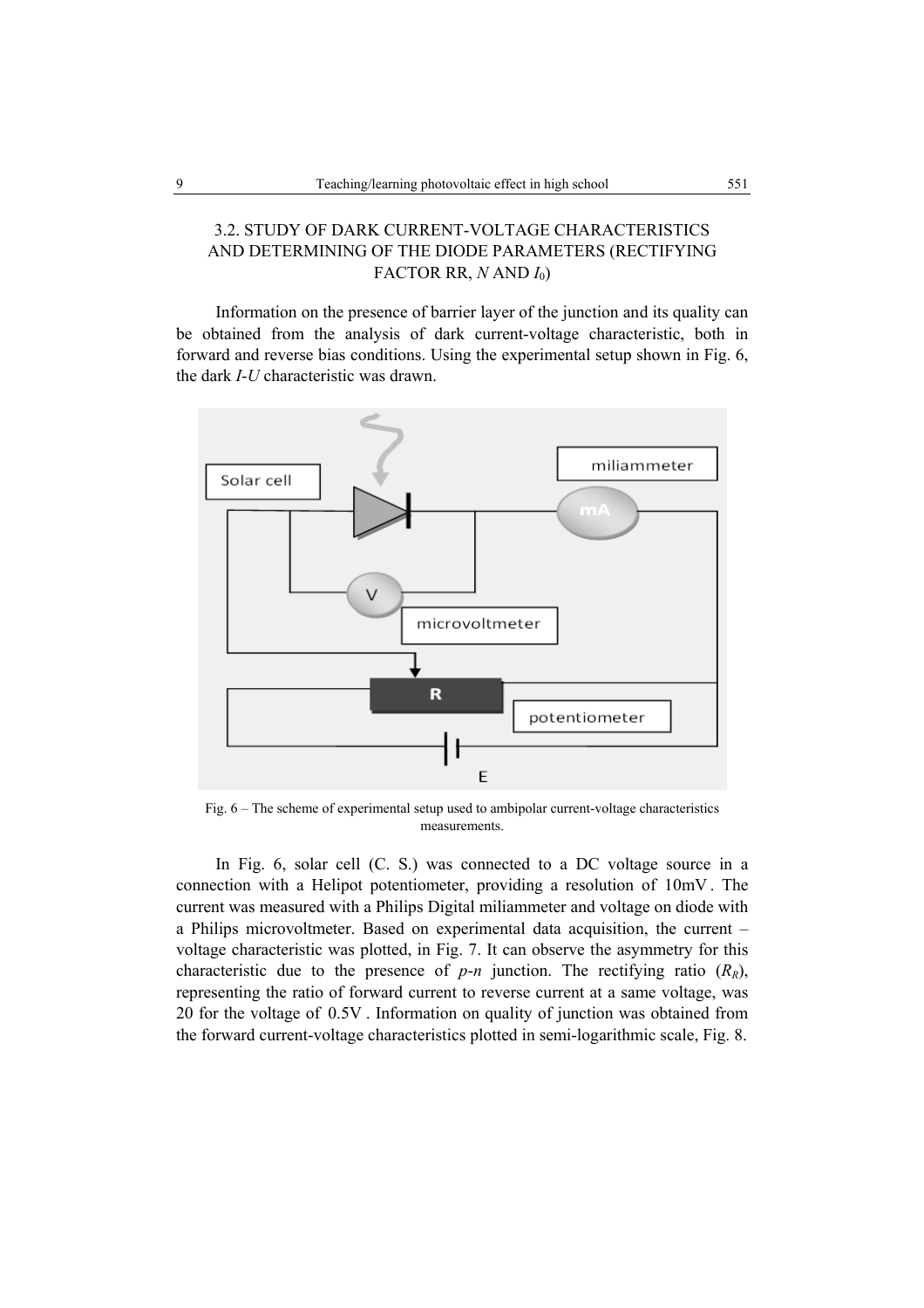### 3.2. STUDY OF DARK CURRENT-VOLTAGE CHARACTERISTICS AND DETERMINING OF THE DIODE PARAMETERS (RECTIFYING FACTOR RR, *N* AND $I_0$)

Information on the presence of barrier layer of the junction and its quality can be obtained from the analysis of dark current-voltage characteristic, both in forward and reverse bias conditions. Using the experimental setup shown in Fig. 6, the dark *I-U* characteristic was drawn.

Fig. 6 – The scheme of experimental setup used to ambipolar current-voltage characteristics measurements.

In Fig. 6, solar cell (C. S.) was connected to a DC voltage source in a connection with a Helipot potentiometer, providing a resolution of 10mV. The current was measured with a Philips Digital miliammeter and voltage on diode with a Philips microvoltmeter. Based on experimental data acquisition, the current – voltage characteristic was plotted, in Fig. 7. It can observe the asymmetry for this characteristic due to the presence of *p-n* junction. The rectifying ratio ($R_R$), representing the ratio of forward current to reverse current at a same voltage, was 20 for the voltage of 0.5V. Information on quality of junction was obtained from the forward current-voltage characteristics plotted in semi-logarithmic scale, Fig. 8.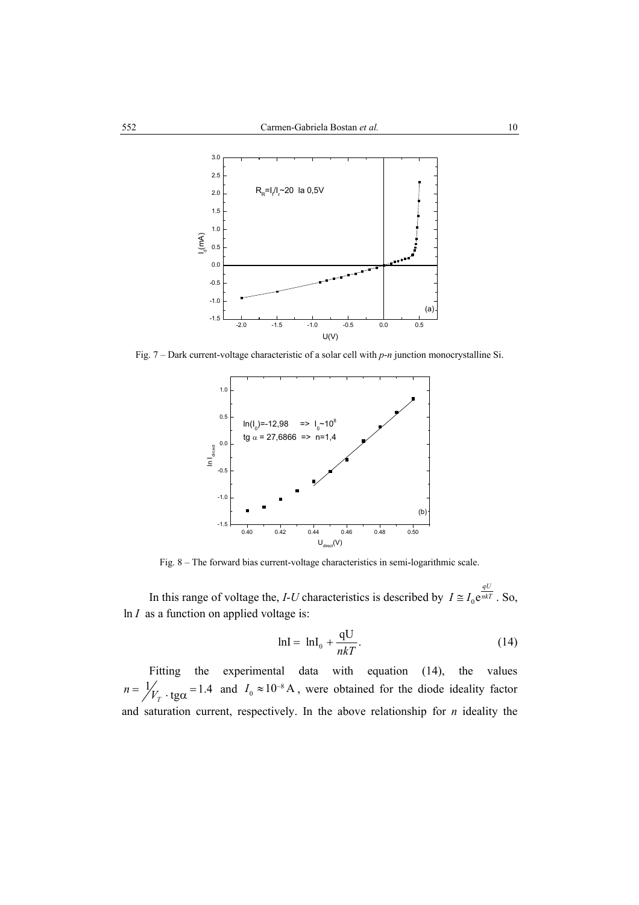Fig. 7 – Dark current-voltage characteristic of a solar cell with *p-n* junction monocrystalline Si.

Fig. 8 – The forward bias current-voltage characteristics in semi-logarithmic scale.

In this range of voltage the, *I-U* characteristics is described by $I \cong I_0 e^{\frac{qU}{nkT}}$. So, $\ln I$ as a function on applied voltage is:

$$\ln I = \ln I_0 + \frac{qU}{nkT}. \tag{14}$$

Fitting the experimental data with equation (14), the values $n = \frac{1}{V_T} \cdot \mathrm{tg}\alpha = 1.4$ and $I_0 \approx 10^{-8}\,\mathrm{A}$, were obtained for the diode ideality factor and saturation current, respectively. In the above relationship for *n* ideality the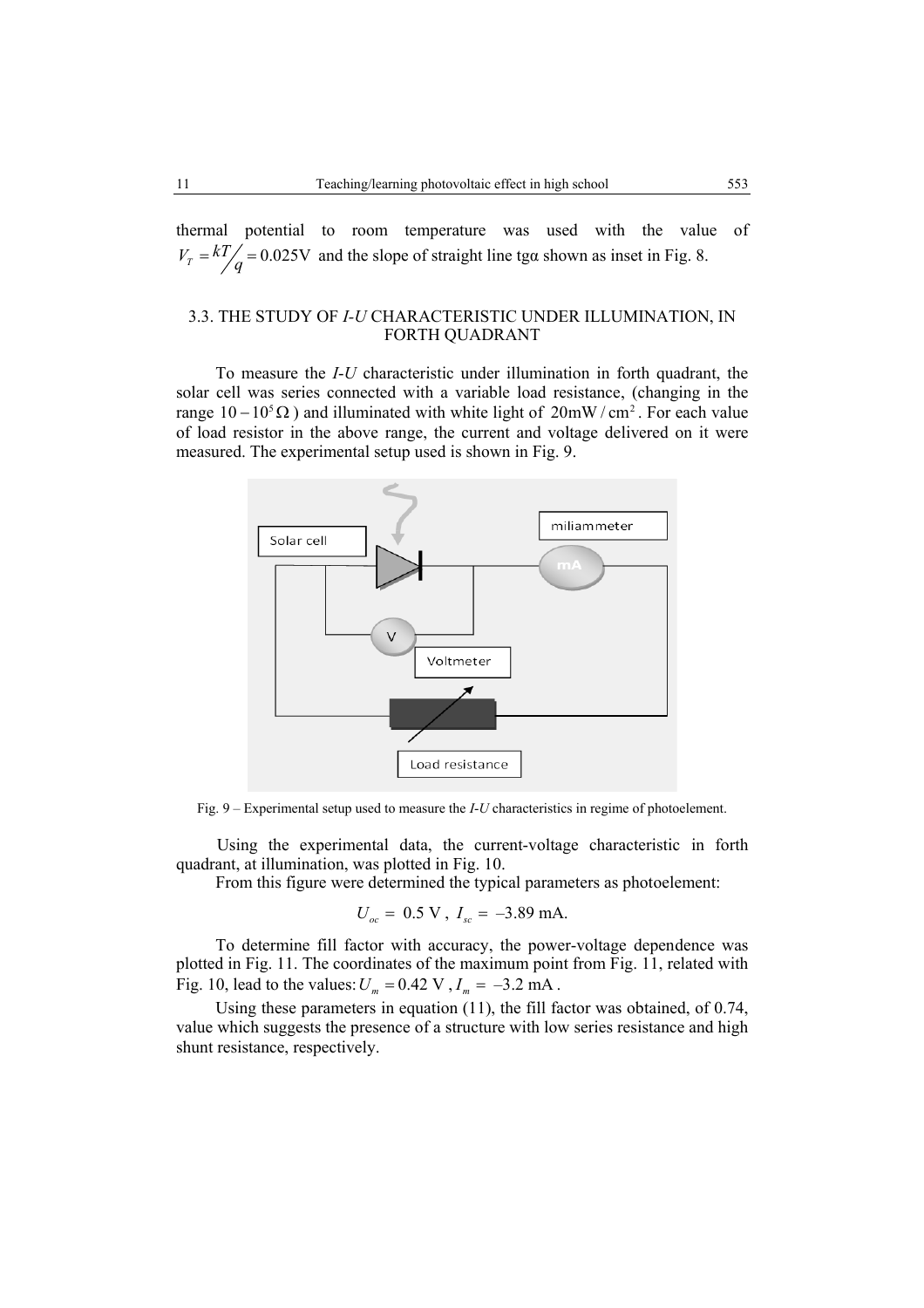thermal potential to room temperature was used with the value of $V_T = kT/q = 0.025\text{V}$ and the slope of straight line tgα shown as inset in Fig. 8.

### 3.3. THE STUDY OF *I-U* CHARACTERISTIC UNDER ILLUMINATION, IN FORTH QUADRANT

To measure the *I-U* characteristic under illumination in forth quadrant, the solar cell was series connected with a variable load resistance, (changing in the range $10-10^5\,\Omega$) and illuminated with white light of $20\text{mW}/\text{cm}^2$. For each value of load resistor in the above range, the current and voltage delivered on it were measured. The experimental setup used is shown in Fig. 9.

Fig. 9 – Experimental setup used to measure the *I-U* characteristics in regime of photoelement.

Using the experimental data, the current-voltage characteristic in forth quadrant, at illumination, was plotted in Fig. 10.

From this figure were determined the typical parameters as photoelement:

$$U_{oc} = 0.5\text{ V},\ I_{sc} = -3.89\text{ mA}.$$

To determine fill factor with accuracy, the power-voltage dependence was plotted in Fig. 11. The coordinates of the maximum point from Fig. 11, related with Fig. 10, lead to the values: $U_m = 0.42\text{ V}$, $I_m = -3.2\text{ mA}$.

Using these parameters in equation (11), the fill factor was obtained, of 0.74, value which suggests the presence of a structure with low series resistance and high shunt resistance, respectively.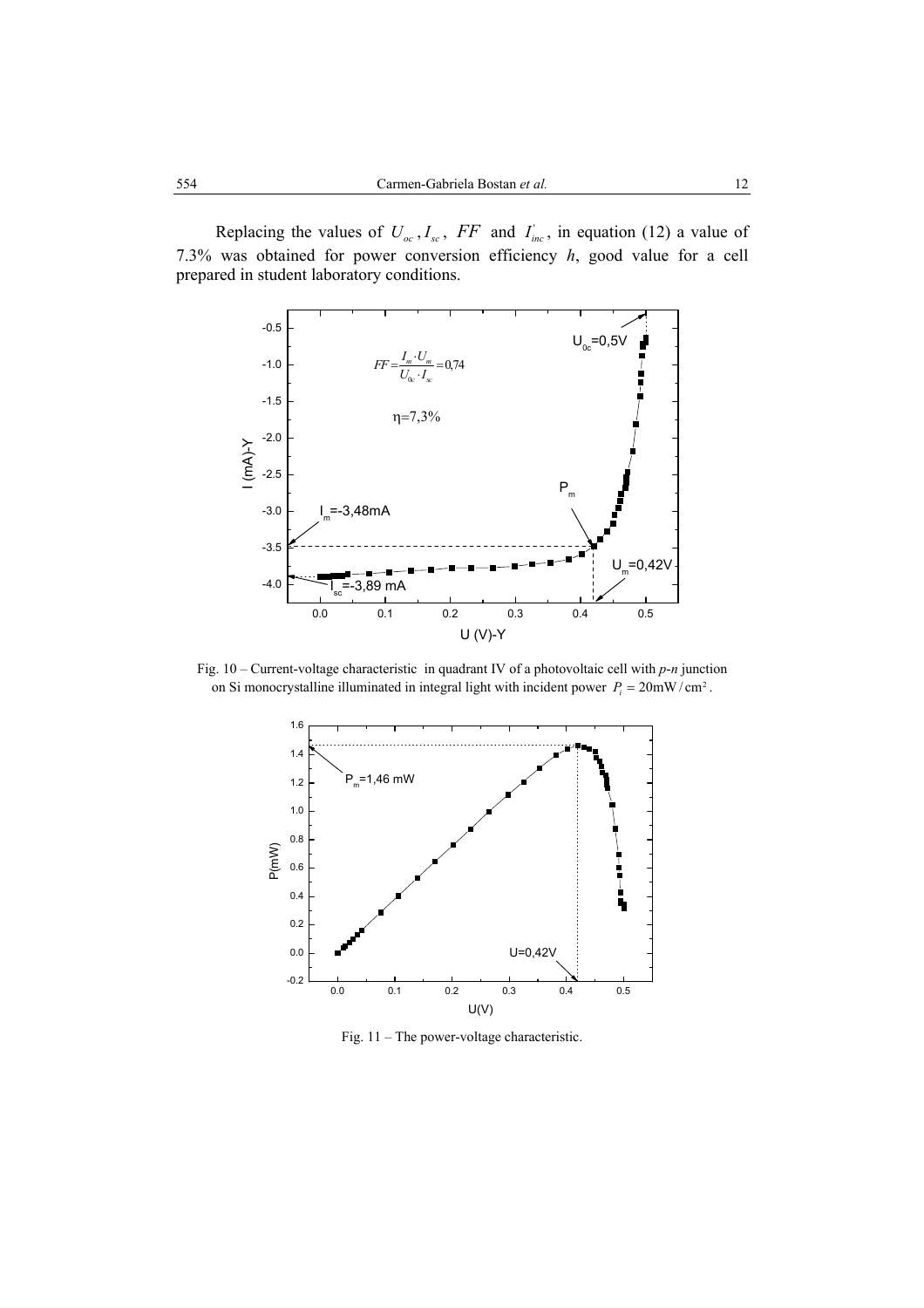Replacing the values of $U_{oc}$, $I_{sc}$, $FF$ and $I'_{inc}$, in equation (12) a value of 7.3% was obtained for power conversion efficiency *h*, good value for a cell prepared in student laboratory conditions.

Fig. 10 – Current-voltage characteristic in quadrant IV of a photovoltaic cell with *p*-*n* junction on Si monocrystalline illuminated in integral light with incident power $P_i = 20\text{mW}/\text{cm}^2$.

Fig. 11 – The power-voltage characteristic.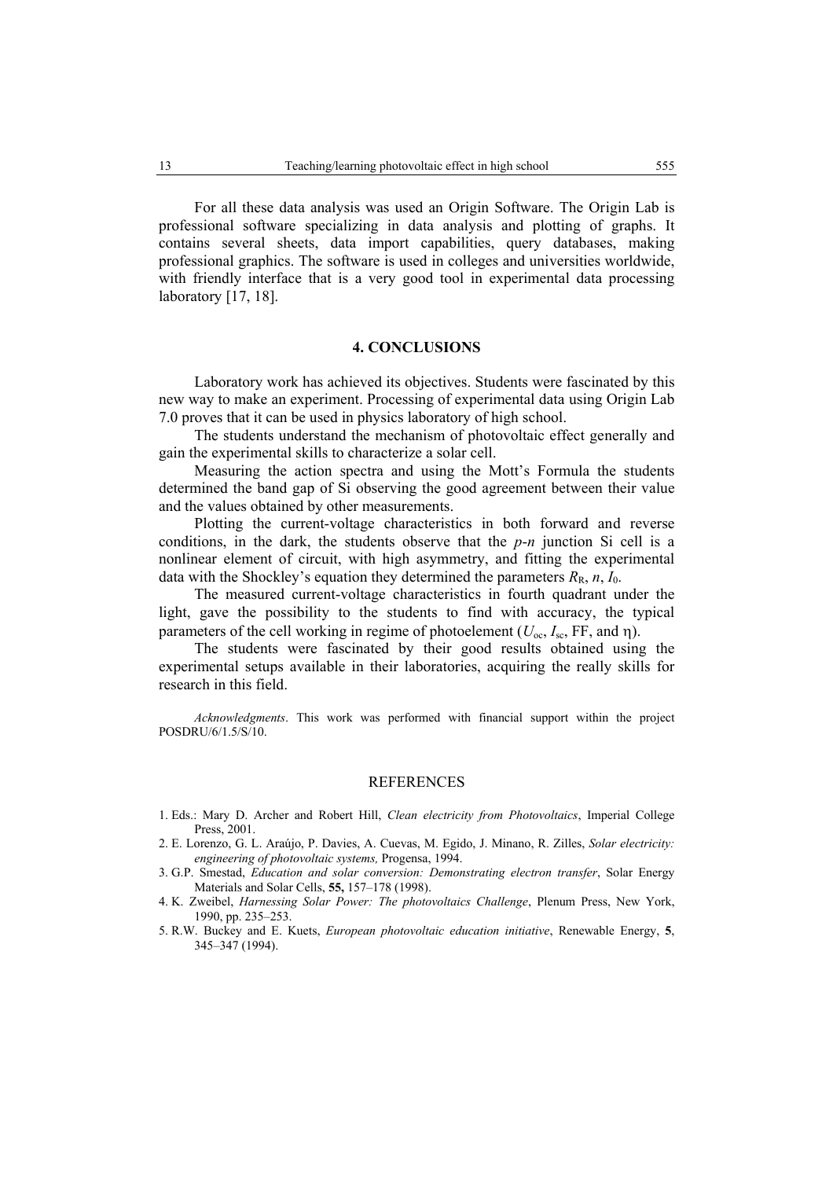For all these data analysis was used an Origin Software. The Origin Lab is professional software specializing in data analysis and plotting of graphs. It contains several sheets, data import capabilities, query databases, making professional graphics. The software is used in colleges and universities worldwide, with friendly interface that is a very good tool in experimental data processing laboratory [17, 18].

## 4. CONCLUSIONS

Laboratory work has achieved its objectives. Students were fascinated by this new way to make an experiment. Processing of experimental data using Origin Lab 7.0 proves that it can be used in physics laboratory of high school.

The students understand the mechanism of photovoltaic effect generally and gain the experimental skills to characterize a solar cell.

Measuring the action spectra and using the Mott's Formula the students determined the band gap of Si observing the good agreement between their value and the values obtained by other measurements.

Plotting the current-voltage characteristics in both forward and reverse conditions, in the dark, the students observe that the *p-n* junction Si cell is a nonlinear element of circuit, with high asymmetry, and fitting the experimental data with the Shockley's equation they determined the parameters $R_R$, $n$, $I_0$.

The measured current-voltage characteristics in fourth quadrant under the light, gave the possibility to the students to find with accuracy, the typical parameters of the cell working in regime of photoelement ($U_{oc}$, $I_{sc}$, FF, and $\eta$).

The students were fascinated by their good results obtained using the experimental setups available in their laboratories, acquiring the really skills for research in this field.

*Acknowledgments*. This work was performed with financial support within the project POSDRU/6/1.5/S/10.

## REFERENCES

1. Eds.: Mary D. Archer and Robert Hill, *Clean electricity from Photovoltaics*, Imperial College Press, 2001.
2. E. Lorenzo, G. L. Araújo, P. Davies, A. Cuevas, M. Egido, J. Minano, R. Zilles, *Solar electricity: engineering of photovoltaic systems,* Progensa, 1994.
3. G.P. Smestad, *Education and solar conversion: Demonstrating electron transfer*, Solar Energy Materials and Solar Cells, **55,** 157–178 (1998).
4. K. Zweibel, *Harnessing Solar Power: The photovoltaics Challenge*, Plenum Press, New York, 1990, pp. 235–253.
5. R.W. Buckey and E. Kuets, *European photovoltaic education initiative*, Renewable Energy, **5**, 345–347 (1994).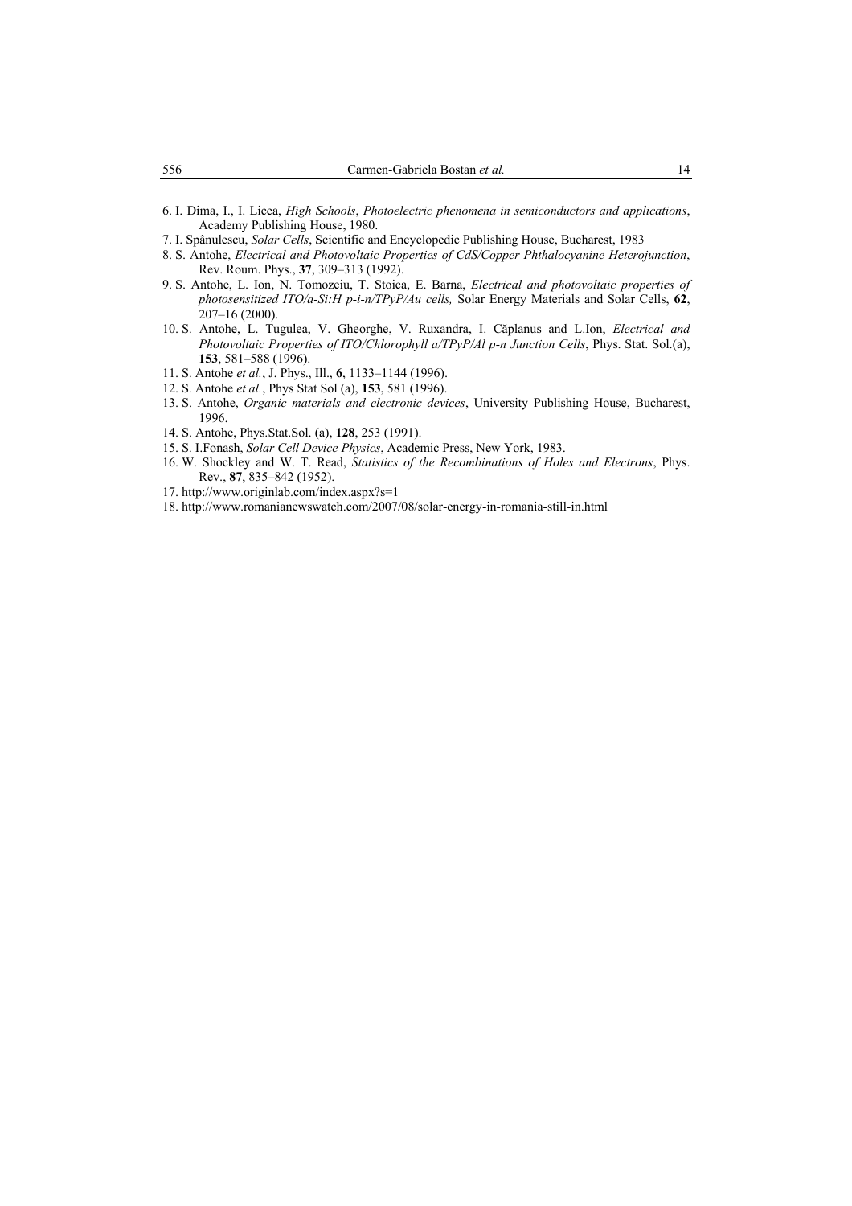6. I. Dima, I., I. Licea, *High Schools*, *Photoelectric phenomena in semiconductors and applications*, Academy Publishing House, 1980.
7. I. Spânulescu, *Solar Cells*, Scientific and Encyclopedic Publishing House, Bucharest, 1983
8. S. Antohe, *Electrical and Photovoltaic Properties of CdS/Copper Phthalocyanine Heterojunction*, Rev. Roum. Phys., **37**, 309–313 (1992).
9. S. Antohe, L. Ion, N. Tomozeiu, T. Stoica, E. Barna, *Electrical and photovoltaic properties of photosensitized ITO/a-Si:H p-i-n/TPyP/Au cells,* Solar Energy Materials and Solar Cells, **62**, 207–16 (2000).
10. S. Antohe, L. Tugulea, V. Gheorghe, V. Ruxandra, I. Căplanus and L.Ion, *Electrical and Photovoltaic Properties of ITO/Chlorophyll a/TPyP/Al p-n Junction Cells*, Phys. Stat. Sol.(a), **153**, 581–588 (1996).
11. S. Antohe *et al.*, J. Phys., Ill., **6**, 1133–1144 (1996).
12. S. Antohe *et al.*, Phys Stat Sol (a), **153**, 581 (1996).
13. S. Antohe, *Organic materials and electronic devices*, University Publishing House, Bucharest, 1996.
14. S. Antohe, Phys.Stat.Sol. (a), **128**, 253 (1991).
15. S. I.Fonash, *Solar Cell Device Physics*, Academic Press, New York, 1983.
16. W. Shockley and W. T. Read, *Statistics of the Recombinations of Holes and Electrons*, Phys. Rev., **87**, 835–842 (1952).
17. http://www.originlab.com/index.aspx?s=1
18. http://www.romanianewswatch.com/2007/08/solar-energy-in-romania-still-in.html